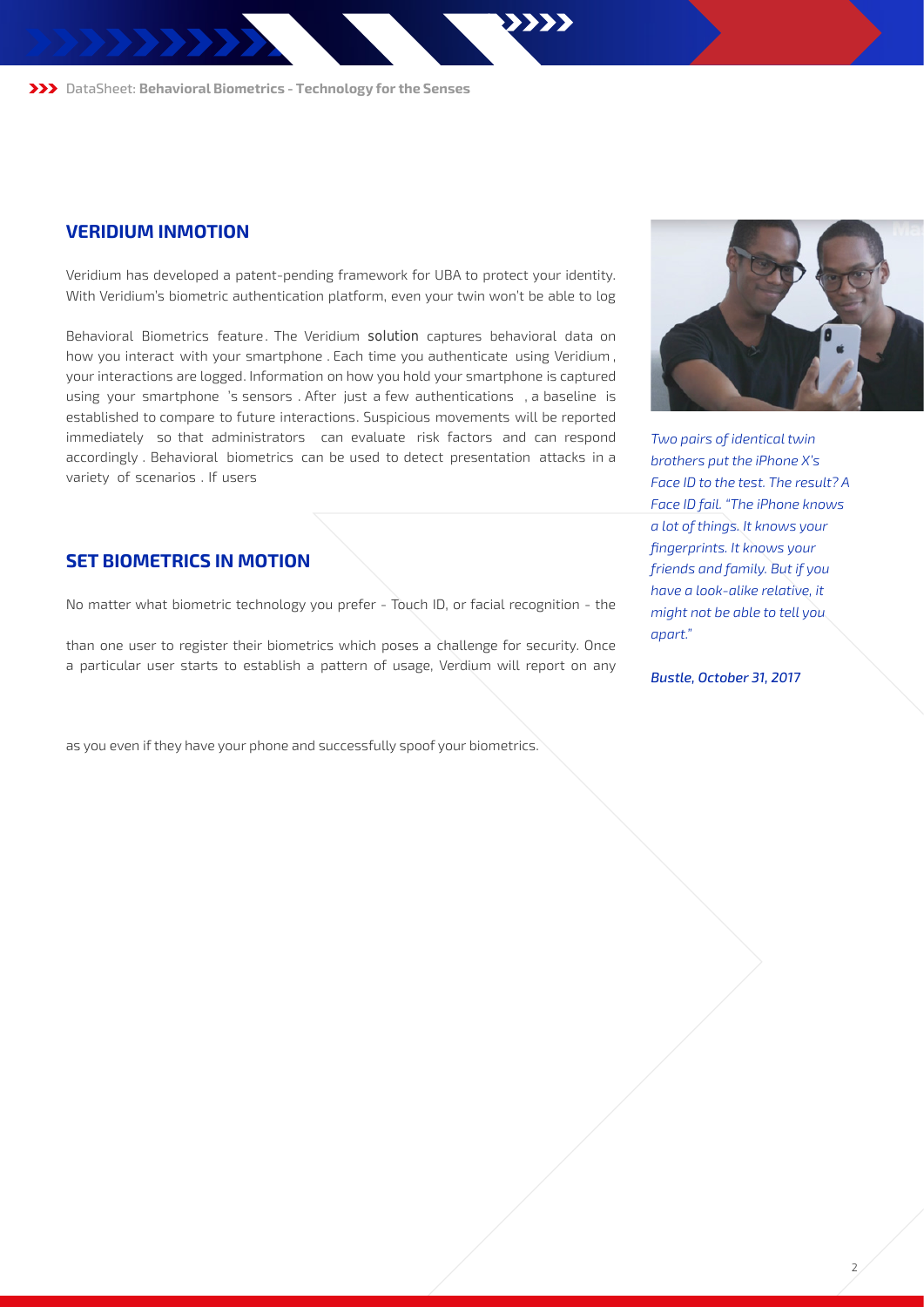## VERIDIUM INMOTION

Veridium has developed a patent-pending framework for UBA to protect your identity. With Veridium's biometric authentication platform, even your twin won't be able to log

Behavioral Biometrics feature. The Veridium solution captures behavioral data on how you interact with your smartphone. Each time you authenticate using Veridium, your interactions are logged. Information on how you hold your smartphone is captured using your smartphone's sensors. After just a few authentications, a baseline is established to compare to future interactions. Suspicious movements will be reported immediately so that administrators can evaluate risk factors and can respond accordingly. Behavioral biometrics can be used to detect presentation attacks in a variety of scenarios. If users

## SET BIOMETRICS IN MOTION

No matter what biometric technology you prefer - Touch ID, or facial recognition - the

than one user to register their biometrics which poses a challenge for security. Once a particular user starts to establish a pattern of usage, Verdium will report on any

as you even if they have your phone and successfully spoof your biometrics.

*Two pairs of identical twin brothers put the iPhone X's Face ID to the test. The result? A Face ID fail. "The iPhone knows a lot of things. It knows your fingerprints. It knows your friends and family. But if you have a look-alike relative, it might not be able to tell you apart."*

***Bustle, October 31, 2017***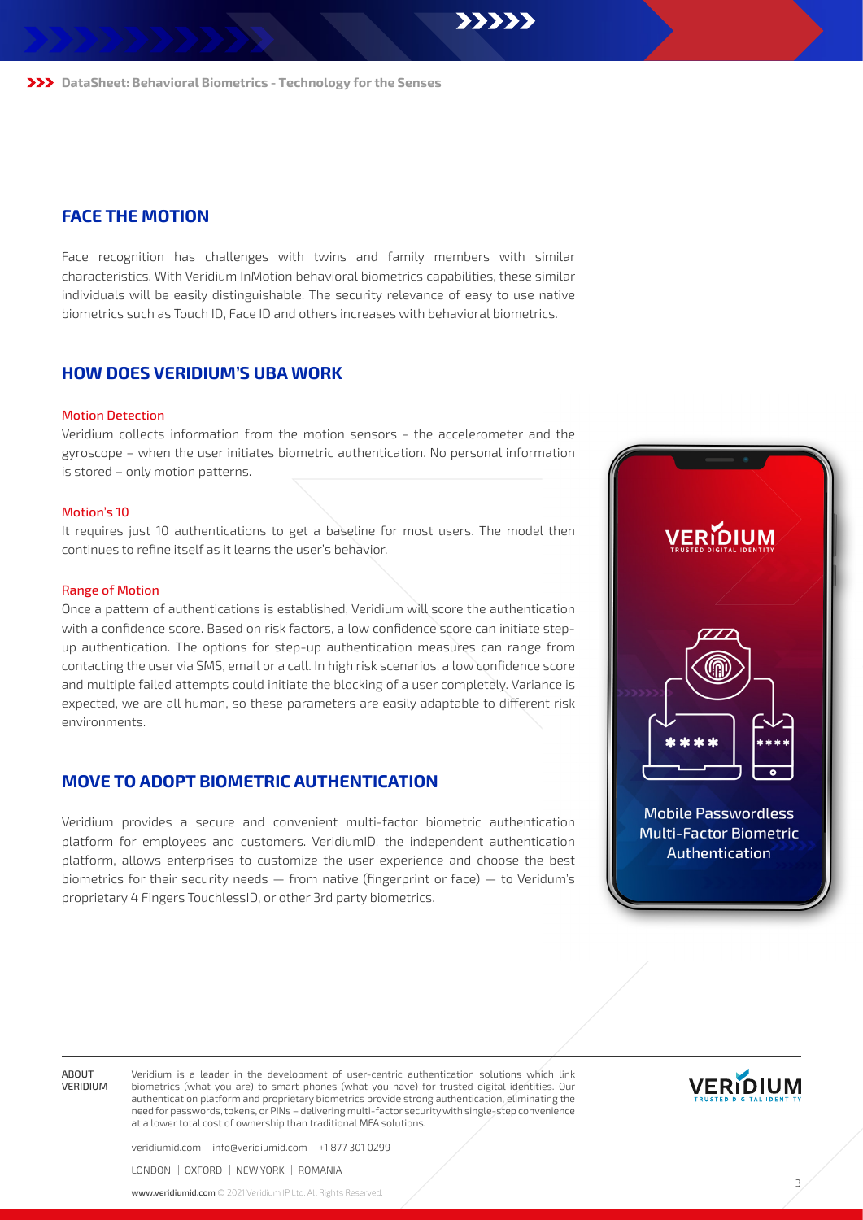## FACE THE MOTION

Face recognition has challenges with twins and family members with similar characteristics. With Veridium InMotion behavioral biometrics capabilities, these similar individuals will be easily distinguishable. The security relevance of easy to use native biometrics such as Touch ID, Face ID and others increases with behavioral biometrics.

## HOW DOES VERIDIUM'S UBA WORK

### Motion Detection

Veridium collects information from the motion sensors - the accelerometer and the gyroscope – when the user initiates biometric authentication. No personal information is stored – only motion patterns.

### Motion's 10

It requires just 10 authentications to get a baseline for most users. The model then continues to refine itself as it learns the user's behavior.

### Range of Motion

Once a pattern of authentications is established, Veridium will score the authentication with a confidence score. Based on risk factors, a low confidence score can initiate step-up authentication. The options for step-up authentication measures can range from contacting the user via SMS, email or a call. In high risk scenarios, a low confidence score and multiple failed attempts could initiate the blocking of a user completely. Variance is expected, we are all human, so these parameters are easily adaptable to different risk environments.

## MOVE TO ADOPT BIOMETRIC AUTHENTICATION

Veridium provides a secure and convenient multi-factor biometric authentication platform for employees and customers. VeridiumID, the independent authentication platform, allows enterprises to customize the user experience and choose the best biometrics for their security needs — from native (fingerprint or face) — to Veridum's proprietary 4 Fingers TouchlessID, or other 3rd party biometrics.

VERIDIUM
TRUSTED DIGITAL IDENTITY

Mobile Passwordless Multi-Factor Biometric Authentication

---

ABOUT VERIDIUM

Veridium is a leader in the development of user-centric authentication solutions which link biometrics (what you are) to smart phones (what you have) for trusted digital identities. Our authentication platform and proprietary biometrics provide strong authentication, eliminating the need for passwords, tokens, or PINs – delivering multi-factor security with single-step convenience at a lower total cost of ownership than traditional MFA solutions.

veridiumid.com info@veridiumid.com +1 877 301 0299

LONDON | OXFORD | NEW YORK | ROMANIA

www.veridiumid.com © 2021 Veridium IP Ltd. All Rights Reserved.